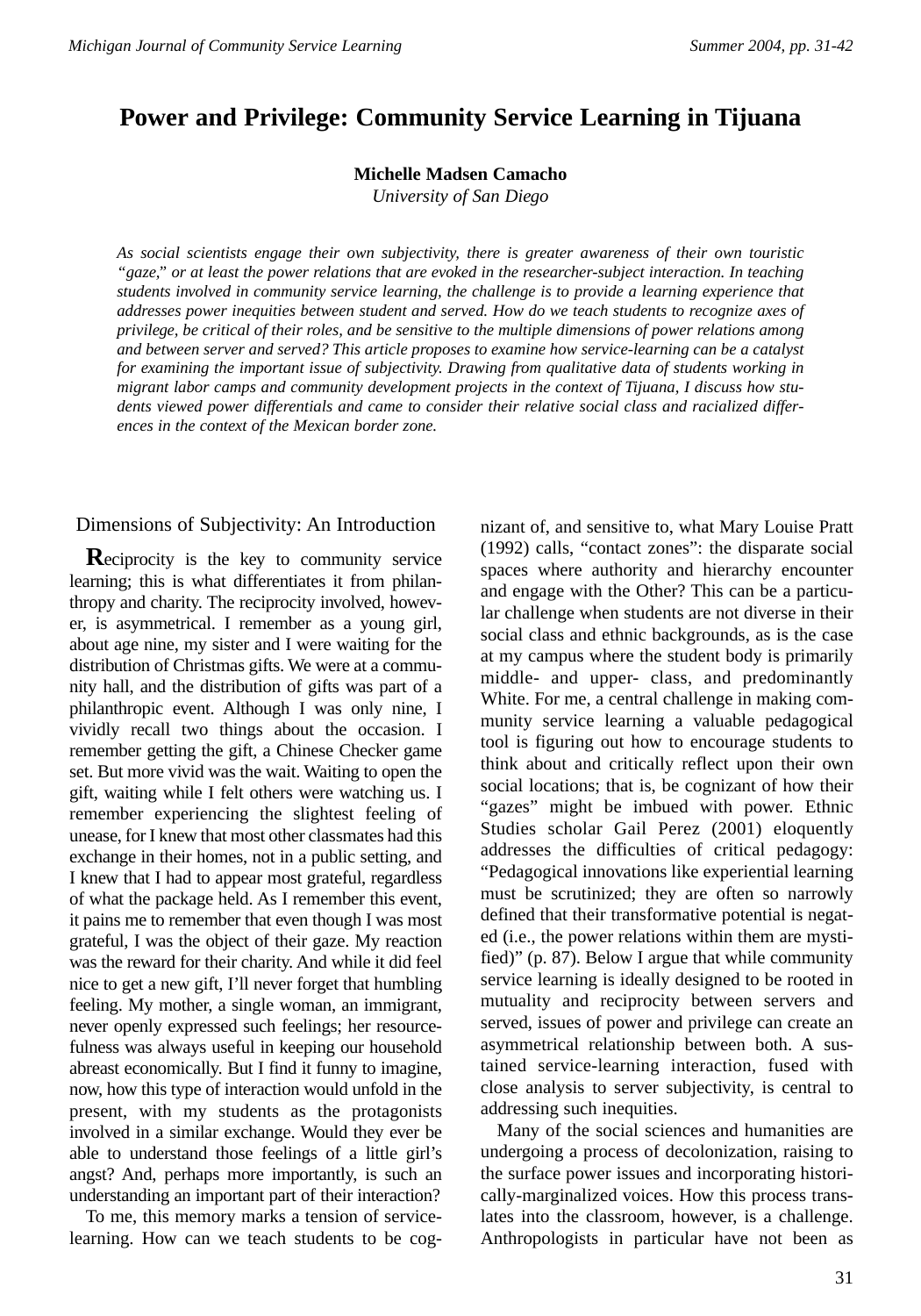# Power and Privilege: Community Service Learning in Tijuana

**Michelle Madsen Camacho**
*University of San Diego*

*As social scientists engage their own subjectivity, there is greater awareness of their own touristic "gaze," or at least the power relations that are evoked in the researcher-subject interaction. In teaching students involved in community service learning, the challenge is to provide a learning experience that addresses power inequities between student and served. How do we teach students to recognize axes of privilege, be critical of their roles, and be sensitive to the multiple dimensions of power relations among and between server and served? This article proposes to examine how service-learning can be a catalyst for examining the important issue of subjectivity. Drawing from qualitative data of students working in migrant labor camps and community development projects in the context of Tijuana, I discuss how students viewed power differentials and came to consider their relative social class and racialized differences in the context of the Mexican border zone.*

## Dimensions of Subjectivity: An Introduction

Reciprocity is the key to community service learning; this is what differentiates it from philanthropy and charity. The reciprocity involved, however, is asymmetrical. I remember as a young girl, about age nine, my sister and I were waiting for the distribution of Christmas gifts. We were at a community hall, and the distribution of gifts was part of a philanthropic event. Although I was only nine, I vividly recall two things about the occasion. I remember getting the gift, a Chinese Checker game set. But more vivid was the wait. Waiting to open the gift, waiting while I felt others were watching us. I remember experiencing the slightest feeling of unease, for I knew that most other classmates had this exchange in their homes, not in a public setting, and I knew that I had to appear most grateful, regardless of what the package held. As I remember this event, it pains me to remember that even though I was most grateful, I was the object of their gaze. My reaction was the reward for their charity. And while it did feel nice to get a new gift, I'll never forget that humbling feeling. My mother, a single woman, an immigrant, never openly expressed such feelings; her resourcefulness was always useful in keeping our household abreast economically. But I find it funny to imagine, now, how this type of interaction would unfold in the present, with my students as the protagonists involved in a similar exchange. Would they ever be able to understand those feelings of a little girl's angst? And, perhaps more importantly, is such an understanding an important part of their interaction?

To me, this memory marks a tension of service-learning. How can we teach students to be cognizant of, and sensitive to, what Mary Louise Pratt (1992) calls, "contact zones": the disparate social spaces where authority and hierarchy encounter and engage with the Other? This can be a particular challenge when students are not diverse in their social class and ethnic backgrounds, as is the case at my campus where the student body is primarily middle- and upper- class, and predominantly White. For me, a central challenge in making community service learning a valuable pedagogical tool is figuring out how to encourage students to think about and critically reflect upon their own social locations; that is, be cognizant of how their "gazes" might be imbued with power. Ethnic Studies scholar Gail Perez (2001) eloquently addresses the difficulties of critical pedagogy: "Pedagogical innovations like experiential learning must be scrutinized; they are often so narrowly defined that their transformative potential is negated (i.e., the power relations within them are mystified)" (p. 87). Below I argue that while community service learning is ideally designed to be rooted in mutuality and reciprocity between servers and served, issues of power and privilege can create an asymmetrical relationship between both. A sustained service-learning interaction, fused with close analysis to server subjectivity, is central to addressing such inequities.

Many of the social sciences and humanities are undergoing a process of decolonization, raising to the surface power issues and incorporating historically-marginalized voices. How this process translates into the classroom, however, is a challenge. Anthropologists in particular have not been as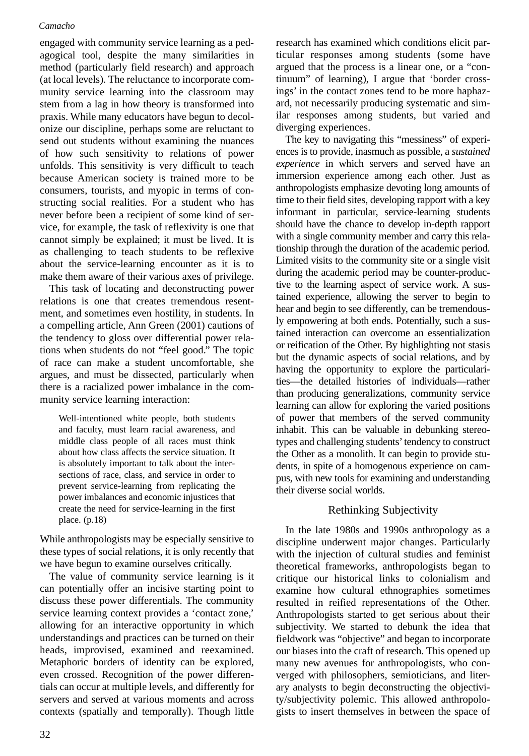engaged with community service learning as a pedagogical tool, despite the many similarities in method (particularly field research) and approach (at local levels). The reluctance to incorporate community service learning into the classroom may stem from a lag in how theory is transformed into praxis. While many educators have begun to decolonize our discipline, perhaps some are reluctant to send out students without examining the nuances of how such sensitivity to relations of power unfolds. This sensitivity is very difficult to teach because American society is trained more to be consumers, tourists, and myopic in terms of constructing social realities. For a student who has never before been a recipient of some kind of service, for example, the task of reflexivity is one that cannot simply be explained; it must be lived. It is as challenging to teach students to be reflexive about the service-learning encounter as it is to make them aware of their various axes of privilege.

This task of locating and deconstructing power relations is one that creates tremendous resentment, and sometimes even hostility, in students. In a compelling article, Ann Green (2001) cautions of the tendency to gloss over differential power relations when students do not "feel good." The topic of race can make a student uncomfortable, she argues, and must be dissected, particularly when there is a racialized power imbalance in the community service learning interaction:

> Well-intentioned white people, both students and faculty, must learn racial awareness, and middle class people of all races must think about how class affects the service situation. It is absolutely important to talk about the intersections of race, class, and service in order to prevent service-learning from replicating the power imbalances and economic injustices that create the need for service-learning in the first place. (p.18)

While anthropologists may be especially sensitive to these types of social relations, it is only recently that we have begun to examine ourselves critically.

The value of community service learning is it can potentially offer an incisive starting point to discuss these power differentials. The community service learning context provides a 'contact zone,' allowing for an interactive opportunity in which understandings and practices can be turned on their heads, improvised, examined and reexamined. Metaphoric borders of identity can be explored, even crossed. Recognition of the power differentials can occur at multiple levels, and differently for servers and served at various moments and across contexts (spatially and temporally). Though little research has examined which conditions elicit particular responses among students (some have argued that the process is a linear one, or a "continuum" of learning), I argue that 'border crossings' in the contact zones tend to be more haphazard, not necessarily producing systematic and similar responses among students, but varied and diverging experiences.

The key to navigating this "messiness" of experiences is to provide, inasmuch as possible, a *sustained experience* in which servers and served have an immersion experience among each other. Just as anthropologists emphasize devoting long amounts of time to their field sites, developing rapport with a key informant in particular, service-learning students should have the chance to develop in-depth rapport with a single community member and carry this relationship through the duration of the academic period. Limited visits to the community site or a single visit during the academic period may be counter-productive to the learning aspect of service work. A sustained experience, allowing the server to begin to hear and begin to see differently, can be tremendously empowering at both ends. Potentially, such a sustained interaction can overcome an essentialization or reification of the Other. By highlighting not stasis but the dynamic aspects of social relations, and by having the opportunity to explore the particularities—the detailed histories of individuals—rather than producing generalizations, community service learning can allow for exploring the varied positions of power that members of the served community inhabit. This can be valuable in debunking stereotypes and challenging students' tendency to construct the Other as a monolith. It can begin to provide students, in spite of a homogenous experience on campus, with new tools for examining and understanding their diverse social worlds.

## Rethinking Subjectivity

In the late 1980s and 1990s anthropology as a discipline underwent major changes. Particularly with the injection of cultural studies and feminist theoretical frameworks, anthropologists began to critique our historical links to colonialism and examine how cultural ethnographies sometimes resulted in reified representations of the Other. Anthropologists started to get serious about their subjectivity. We started to debunk the idea that fieldwork was "objective" and began to incorporate our biases into the craft of research. This opened up many new avenues for anthropologists, who converged with philosophers, semioticians, and literary analysts to begin deconstructing the objectivity/subjectivity polemic. This allowed anthropologists to insert themselves in between the space of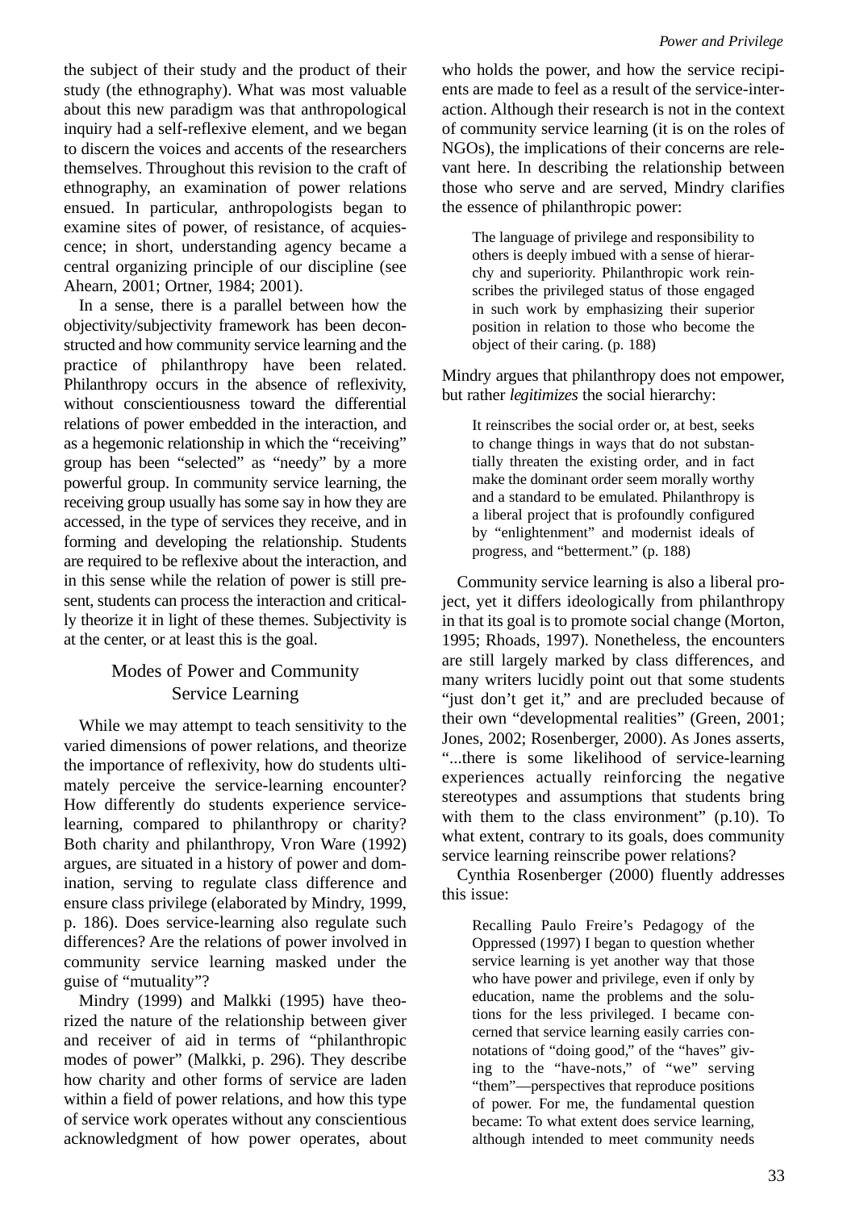the subject of their study and the product of their study (the ethnography). What was most valuable about this new paradigm was that anthropological inquiry had a self-reflexive element, and we began to discern the voices and accents of the researchers themselves. Throughout this revision to the craft of ethnography, an examination of power relations ensued. In particular, anthropologists began to examine sites of power, of resistance, of acquiescence; in short, understanding agency became a central organizing principle of our discipline (see Ahearn, 2001; Ortner, 1984; 2001).

In a sense, there is a parallel between how the objectivity/subjectivity framework has been deconstructed and how community service learning and the practice of philanthropy have been related. Philanthropy occurs in the absence of reflexivity, without conscientiousness toward the differential relations of power embedded in the interaction, and as a hegemonic relationship in which the "receiving" group has been "selected" as "needy" by a more powerful group. In community service learning, the receiving group usually has some say in how they are accessed, in the type of services they receive, and in forming and developing the relationship. Students are required to be reflexive about the interaction, and in this sense while the relation of power is still present, students can process the interaction and critically theorize it in light of these themes. Subjectivity is at the center, or at least this is the goal.

## Modes of Power and Community Service Learning

While we may attempt to teach sensitivity to the varied dimensions of power relations, and theorize the importance of reflexivity, how do students ultimately perceive the service-learning encounter? How differently do students experience service-learning, compared to philanthropy or charity? Both charity and philanthropy, Vron Ware (1992) argues, are situated in a history of power and domination, serving to regulate class difference and ensure class privilege (elaborated by Mindry, 1999, p. 186). Does service-learning also regulate such differences? Are the relations of power involved in community service learning masked under the guise of "mutuality"?

Mindry (1999) and Malkki (1995) have theorized the nature of the relationship between giver and receiver of aid in terms of "philanthropic modes of power" (Malkki, p. 296). They describe how charity and other forms of service are laden within a field of power relations, and how this type of service work operates without any conscientious acknowledgment of how power operates, about who holds the power, and how the service recipients are made to feel as a result of the service-interaction. Although their research is not in the context of community service learning (it is on the roles of NGOs), the implications of their concerns are relevant here. In describing the relationship between those who serve and are served, Mindry clarifies the essence of philanthropic power:

> The language of privilege and responsibility to others is deeply imbued with a sense of hierarchy and superiority. Philanthropic work reinscribes the privileged status of those engaged in such work by emphasizing their superior position in relation to those who become the object of their caring. (p. 188)

Mindry argues that philanthropy does not empower, but rather *legitimizes* the social hierarchy:

> It reinscribes the social order or, at best, seeks to change things in ways that do not substantially threaten the existing order, and in fact make the dominant order seem morally worthy and a standard to be emulated. Philanthropy is a liberal project that is profoundly configured by "enlightenment" and modernist ideals of progress, and "betterment." (p. 188)

Community service learning is also a liberal project, yet it differs ideologically from philanthropy in that its goal is to promote social change (Morton, 1995; Rhoads, 1997). Nonetheless, the encounters are still largely marked by class differences, and many writers lucidly point out that some students "just don't get it," and are precluded because of their own "developmental realities" (Green, 2001; Jones, 2002; Rosenberger, 2000). As Jones asserts, "...there is some likelihood of service-learning experiences actually reinforcing the negative stereotypes and assumptions that students bring with them to the class environment" (p.10). To what extent, contrary to its goals, does community service learning reinscribe power relations?

Cynthia Rosenberger (2000) fluently addresses this issue:

> Recalling Paulo Freire's Pedagogy of the Oppressed (1997) I began to question whether service learning is yet another way that those who have power and privilege, even if only by education, name the problems and the solutions for the less privileged. I became concerned that service learning easily carries connotations of "doing good," of the "haves" giving to the "have-nots," of "we" serving "them"—perspectives that reproduce positions of power. For me, the fundamental question became: To what extent does service learning, although intended to meet community needs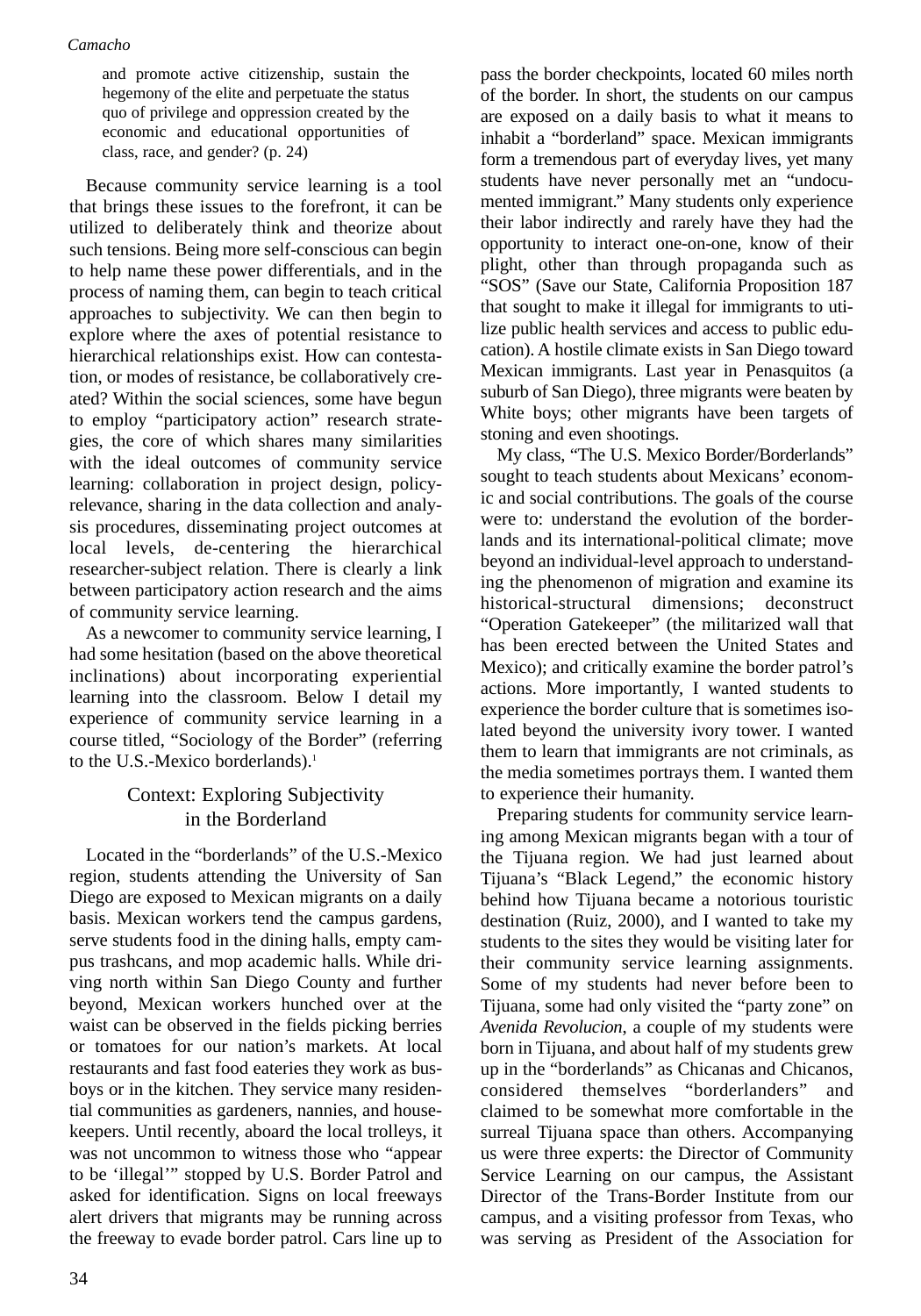> and promote active citizenship, sustain the hegemony of the elite and perpetuate the status quo of privilege and oppression created by the economic and educational opportunities of class, race, and gender? (p. 24)

Because community service learning is a tool that brings these issues to the forefront, it can be utilized to deliberately think and theorize about such tensions. Being more self-conscious can begin to help name these power differentials, and in the process of naming them, can begin to teach critical approaches to subjectivity. We can then begin to explore where the axes of potential resistance to hierarchical relationships exist. How can contestation, or modes of resistance, be collaboratively created? Within the social sciences, some have begun to employ "participatory action" research strategies, the core of which shares many similarities with the ideal outcomes of community service learning: collaboration in project design, policy-relevance, sharing in the data collection and analysis procedures, disseminating project outcomes at local levels, de-centering the hierarchical researcher-subject relation. There is clearly a link between participatory action research and the aims of community service learning.

As a newcomer to community service learning, I had some hesitation (based on the above theoretical inclinations) about incorporating experiential learning into the classroom. Below I detail my experience of community service learning in a course titled, "Sociology of the Border" (referring to the U.S.-Mexico borderlands).[1]

## Context: Exploring Subjectivity in the Borderland

Located in the "borderlands" of the U.S.-Mexico region, students attending the University of San Diego are exposed to Mexican migrants on a daily basis. Mexican workers tend the campus gardens, serve students food in the dining halls, empty campus trashcans, and mop academic halls. While driving north within San Diego County and further beyond, Mexican workers hunched over at the waist can be observed in the fields picking berries or tomatoes for our nation's markets. At local restaurants and fast food eateries they work as busboys or in the kitchen. They service many residential communities as gardeners, nannies, and housekeepers. Until recently, aboard the local trolleys, it was not uncommon to witness those who "appear to be 'illegal'" stopped by U.S. Border Patrol and asked for identification. Signs on local freeways alert drivers that migrants may be running across the freeway to evade border patrol. Cars line up to pass the border checkpoints, located 60 miles north of the border. In short, the students on our campus are exposed on a daily basis to what it means to inhabit a "borderland" space. Mexican immigrants form a tremendous part of everyday lives, yet many students have never personally met an "undocumented immigrant." Many students only experience their labor indirectly and rarely have they had the opportunity to interact one-on-one, know of their plight, other than through propaganda such as "SOS" (Save our State, California Proposition 187 that sought to make it illegal for immigrants to utilize public health services and access to public education). A hostile climate exists in San Diego toward Mexican immigrants. Last year in Penasquitos (a suburb of San Diego), three migrants were beaten by White boys; other migrants have been targets of stoning and even shootings.

My class, "The U.S. Mexico Border/Borderlands" sought to teach students about Mexicans' economic and social contributions. The goals of the course were to: understand the evolution of the borderlands and its international-political climate; move beyond an individual-level approach to understanding the phenomenon of migration and examine its historical-structural dimensions; deconstruct "Operation Gatekeeper" (the militarized wall that has been erected between the United States and Mexico); and critically examine the border patrol's actions. More importantly, I wanted students to experience the border culture that is sometimes isolated beyond the university ivory tower. I wanted them to learn that immigrants are not criminals, as the media sometimes portrays them. I wanted them to experience their humanity.

Preparing students for community service learning among Mexican migrants began with a tour of the Tijuana region. We had just learned about Tijuana's "Black Legend," the economic history behind how Tijuana became a notorious touristic destination (Ruiz, 2000), and I wanted to take my students to the sites they would be visiting later for their community service learning assignments. Some of my students had never before been to Tijuana, some had only visited the "party zone" on *Avenida Revolucion*, a couple of my students were born in Tijuana, and about half of my students grew up in the "borderlands" as Chicanas and Chicanos, considered themselves "borderlanders" and claimed to be somewhat more comfortable in the surreal Tijuana space than others. Accompanying us were three experts: the Director of Community Service Learning on our campus, the Assistant Director of the Trans-Border Institute from our campus, and a visiting professor from Texas, who was serving as President of the Association for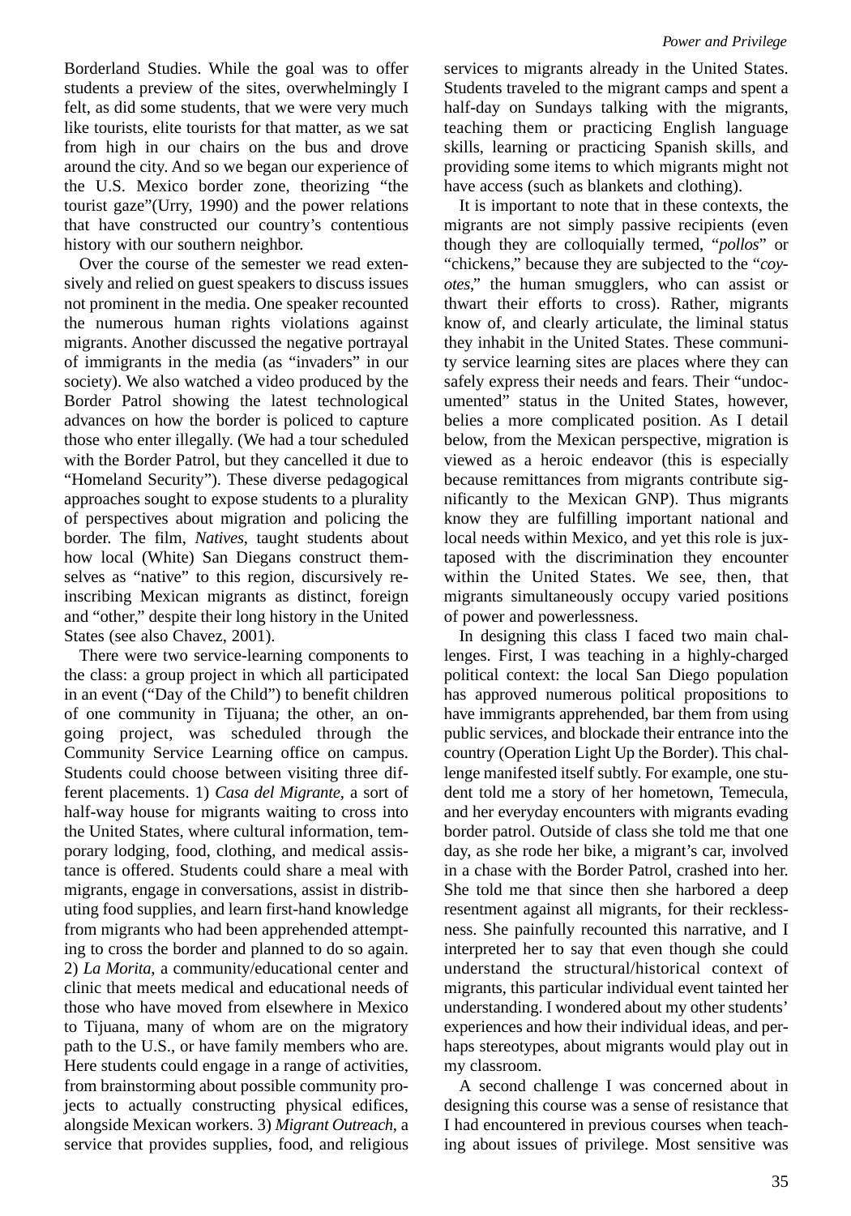Borderland Studies. While the goal was to offer students a preview of the sites, overwhelmingly I felt, as did some students, that we were very much like tourists, elite tourists for that matter, as we sat from high in our chairs on the bus and drove around the city. And so we began our experience of the U.S. Mexico border zone, theorizing "the tourist gaze"(Urry, 1990) and the power relations that have constructed our country's contentious history with our southern neighbor.

Over the course of the semester we read extensively and relied on guest speakers to discuss issues not prominent in the media. One speaker recounted the numerous human rights violations against migrants. Another discussed the negative portrayal of immigrants in the media (as "invaders" in our society). We also watched a video produced by the Border Patrol showing the latest technological advances on how the border is policed to capture those who enter illegally. (We had a tour scheduled with the Border Patrol, but they cancelled it due to "Homeland Security"). These diverse pedagogical approaches sought to expose students to a plurality of perspectives about migration and policing the border. The film, *Natives*, taught students about how local (White) San Diegans construct themselves as "native" to this region, discursively re-inscribing Mexican migrants as distinct, foreign and "other," despite their long history in the United States (see also Chavez, 2001).

There were two service-learning components to the class: a group project in which all participated in an event ("Day of the Child") to benefit children of one community in Tijuana; the other, an ongoing project, was scheduled through the Community Service Learning office on campus. Students could choose between visiting three different placements. 1) *Casa del Migrante*, a sort of half-way house for migrants waiting to cross into the United States, where cultural information, temporary lodging, food, clothing, and medical assistance is offered. Students could share a meal with migrants, engage in conversations, assist in distributing food supplies, and learn first-hand knowledge from migrants who had been apprehended attempting to cross the border and planned to do so again. 2) *La Morita*, a community/educational center and clinic that meets medical and educational needs of those who have moved from elsewhere in Mexico to Tijuana, many of whom are on the migratory path to the U.S., or have family members who are. Here students could engage in a range of activities, from brainstorming about possible community projects to actually constructing physical edifices, alongside Mexican workers. 3) *Migrant Outreach*, a service that provides supplies, food, and religious services to migrants already in the United States. Students traveled to the migrant camps and spent a half-day on Sundays talking with the migrants, teaching them or practicing English language skills, learning or practicing Spanish skills, and providing some items to which migrants might not have access (such as blankets and clothing).

It is important to note that in these contexts, the migrants are not simply passive recipients (even though they are colloquially termed, "*pollos*" or "chickens," because they are subjected to the "*coyotes*," the human smugglers, who can assist or thwart their efforts to cross). Rather, migrants know of, and clearly articulate, the liminal status they inhabit in the United States. These community service learning sites are places where they can safely express their needs and fears. Their "undocumented" status in the United States, however, belies a more complicated position. As I detail below, from the Mexican perspective, migration is viewed as a heroic endeavor (this is especially because remittances from migrants contribute significantly to the Mexican GNP). Thus migrants know they are fulfilling important national and local needs within Mexico, and yet this role is juxtaposed with the discrimination they encounter within the United States. We see, then, that migrants simultaneously occupy varied positions of power and powerlessness.

In designing this class I faced two main challenges. First, I was teaching in a highly-charged political context: the local San Diego population has approved numerous political propositions to have immigrants apprehended, bar them from using public services, and blockade their entrance into the country (Operation Light Up the Border). This challenge manifested itself subtly. For example, one student told me a story of her hometown, Temecula, and her everyday encounters with migrants evading border patrol. Outside of class she told me that one day, as she rode her bike, a migrant's car, involved in a chase with the Border Patrol, crashed into her. She told me that since then she harbored a deep resentment against all migrants, for their recklessness. She painfully recounted this narrative, and I interpreted her to say that even though she could understand the structural/historical context of migrants, this particular individual event tainted her understanding. I wondered about my other students' experiences and how their individual ideas, and perhaps stereotypes, about migrants would play out in my classroom.

A second challenge I was concerned about in designing this course was a sense of resistance that I had encountered in previous courses when teaching about issues of privilege. Most sensitive was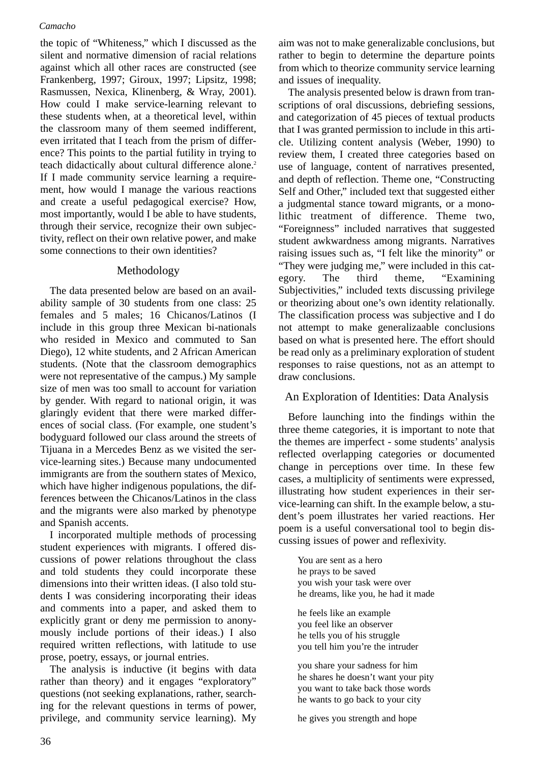the topic of "Whiteness," which I discussed as the silent and normative dimension of racial relations against which all other races are constructed (see Frankenberg, 1997; Giroux, 1997; Lipsitz, 1998; Rasmussen, Nexica, Klinenberg, & Wray, 2001). How could I make service-learning relevant to these students when, at a theoretical level, within the classroom many of them seemed indifferent, even irritated that I teach from the prism of difference? This points to the partial futility in trying to teach didactically about cultural difference alone.[2] If I made community service learning a requirement, how would I manage the various reactions and create a useful pedagogical exercise? How, most importantly, would I be able to have students, through their service, recognize their own subjectivity, reflect on their own relative power, and make some connections to their own identities?

## Methodology

The data presented below are based on an availability sample of 30 students from one class: 25 females and 5 males; 16 Chicanos/Latinos (I include in this group three Mexican bi-nationals who resided in Mexico and commuted to San Diego), 12 white students, and 2 African American students. (Note that the classroom demographics were not representative of the campus.) My sample size of men was too small to account for variation by gender. With regard to national origin, it was glaringly evident that there were marked differences of social class. (For example, one student's bodyguard followed our class around the streets of Tijuana in a Mercedes Benz as we visited the service-learning sites.) Because many undocumented immigrants are from the southern states of Mexico, which have higher indigenous populations, the differences between the Chicanos/Latinos in the class and the migrants were also marked by phenotype and Spanish accents.

I incorporated multiple methods of processing student experiences with migrants. I offered discussions of power relations throughout the class and told students they could incorporate these dimensions into their written ideas. (I also told students I was considering incorporating their ideas and comments into a paper, and asked them to explicitly grant or deny me permission to anonymously include portions of their ideas.) I also required written reflections, with latitude to use prose, poetry, essays, or journal entries.

The analysis is inductive (it begins with data rather than theory) and it engages "exploratory" questions (not seeking explanations, rather, searching for the relevant questions in terms of power, privilege, and community service learning). My aim was not to make generalizable conclusions, but rather to begin to determine the departure points from which to theorize community service learning and issues of inequality.

The analysis presented below is drawn from transcriptions of oral discussions, debriefing sessions, and categorization of 45 pieces of textual products that I was granted permission to include in this article. Utilizing content analysis (Weber, 1990) to review them, I created three categories based on use of language, content of narratives presented, and depth of reflection. Theme one, "Constructing Self and Other," included text that suggested either a judgmental stance toward migrants, or a monolithic treatment of difference. Theme two, "Foreignness" included narratives that suggested student awkwardness among migrants. Narratives raising issues such as, "I felt like the minority" or "They were judging me," were included in this category. The third theme, "Examining Subjectivities," included texts discussing privilege or theorizing about one's own identity relationally. The classification process was subjective and I do not attempt to make generalizaable conclusions based on what is presented here. The effort should be read only as a preliminary exploration of student responses to raise questions, not as an attempt to draw conclusions.

## An Exploration of Identities: Data Analysis

Before launching into the findings within the three theme categories, it is important to note that the themes are imperfect - some students' analysis reflected overlapping categories or documented change in perceptions over time. In these few cases, a multiplicity of sentiments were expressed, illustrating how student experiences in their service-learning can shift. In the example below, a student's poem illustrates her varied reactions. Her poem is a useful conversational tool to begin discussing issues of power and reflexivity.

> You are sent as a hero
> he prays to be saved
> you wish your task were over
> he dreams, like you, he had it made
>
> he feels like an example
> you feel like an observer
> he tells you of his struggle
> you tell him you're the intruder
>
> you share your sadness for him
> he shares he doesn't want your pity
> you want to take back those words
> he wants to go back to your city
>
> he gives you strength and hope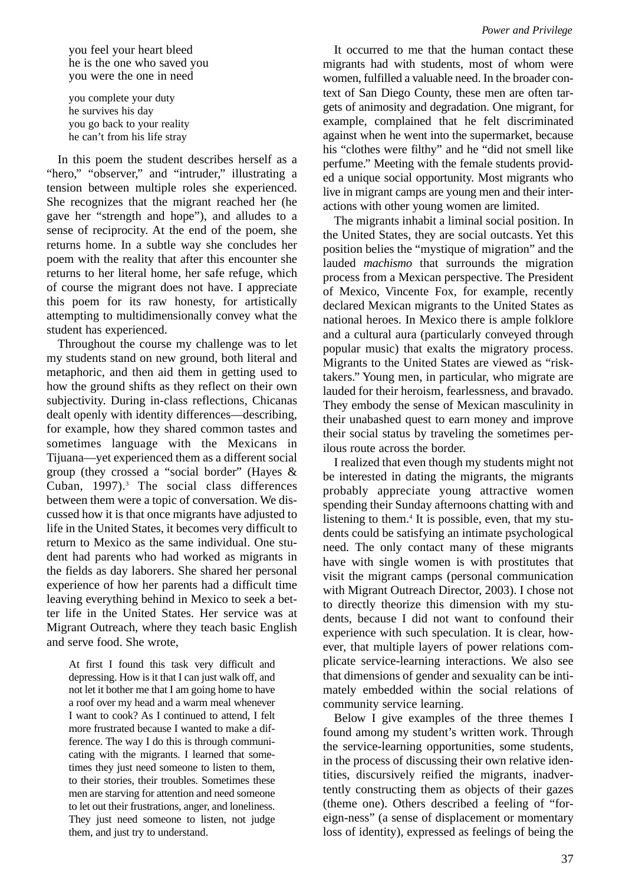you feel your heart bleed
he is the one who saved you
you were the one in need

you complete your duty
he survives his day
you go back to your reality
he can't from his life stray

In this poem the student describes herself as a "hero," "observer," and "intruder," illustrating a tension between multiple roles she experienced. She recognizes that the migrant reached her (he gave her "strength and hope"), and alludes to a sense of reciprocity. At the end of the poem, she returns home. In a subtle way she concludes her poem with the reality that after this encounter she returns to her literal home, her safe refuge, which of course the migrant does not have. I appreciate this poem for its raw honesty, for artistically attempting to multidimensionally convey what the student has experienced.

Throughout the course my challenge was to let my students stand on new ground, both literal and metaphoric, and then aid them in getting used to how the ground shifts as they reflect on their own subjectivity. During in-class reflections, Chicanas dealt openly with identity differences—describing, for example, how they shared common tastes and sometimes language with the Mexicans in Tijuana—yet experienced them as a different social group (they crossed a "social border" (Hayes & Cuban, 1997).[3] The social class differences between them were a topic of conversation. We discussed how it is that once migrants have adjusted to life in the United States, it becomes very difficult to return to Mexico as the same individual. One student had parents who had worked as migrants in the fields as day laborers. She shared her personal experience of how her parents had a difficult time leaving everything behind in Mexico to seek a better life in the United States. Her service was at Migrant Outreach, where they teach basic English and serve food. She wrote,

> At first I found this task very difficult and depressing. How is it that I can just walk off, and not let it bother me that I am going home to have a roof over my head and a warm meal whenever I want to cook? As I continued to attend, I felt more frustrated because I wanted to make a difference. The way I do this is through communicating with the migrants. I learned that sometimes they just need someone to listen to them, to their stories, their troubles. Sometimes these men are starving for attention and need someone to let out their frustrations, anger, and loneliness. They just need someone to listen, not judge them, and just try to understand.

It occurred to me that the human contact these migrants had with students, most of whom were women, fulfilled a valuable need. In the broader context of San Diego County, these men are often targets of animosity and degradation. One migrant, for example, complained that he felt discriminated against when he went into the supermarket, because his "clothes were filthy" and he "did not smell like perfume." Meeting with the female students provided a unique social opportunity. Most migrants who live in migrant camps are young men and their interactions with other young women are limited.

The migrants inhabit a liminal social position. In the United States, they are social outcasts. Yet this position belies the "mystique of migration" and the lauded *machismo* that surrounds the migration process from a Mexican perspective. The President of Mexico, Vincente Fox, for example, recently declared Mexican migrants to the United States as national heroes. In Mexico there is ample folklore and a cultural aura (particularly conveyed through popular music) that exalts the migratory process. Migrants to the United States are viewed as "risk-takers." Young men, in particular, who migrate are lauded for their heroism, fearlessness, and bravado. They embody the sense of Mexican masculinity in their unabashed quest to earn money and improve their social status by traveling the sometimes perilous route across the border.

I realized that even though my students might not be interested in dating the migrants, the migrants probably appreciate young attractive women spending their Sunday afternoons chatting with and listening to them.[4] It is possible, even, that my students could be satisfying an intimate psychological need. The only contact many of these migrants have with single women is with prostitutes that visit the migrant camps (personal communication with Migrant Outreach Director, 2003). I chose not to directly theorize this dimension with my students, because I did not want to confound their experience with such speculation. It is clear, however, that multiple layers of power relations complicate service-learning interactions. We also see that dimensions of gender and sexuality can be intimately embedded within the social relations of community service learning.

Below I give examples of the three themes I found among my student's written work. Through the service-learning opportunities, some students, in the process of discussing their own relative identities, discursively reified the migrants, inadvertently constructing them as objects of their gazes (theme one). Others described a feeling of "foreign-ness" (a sense of displacement or momentary loss of identity), expressed as feelings of being the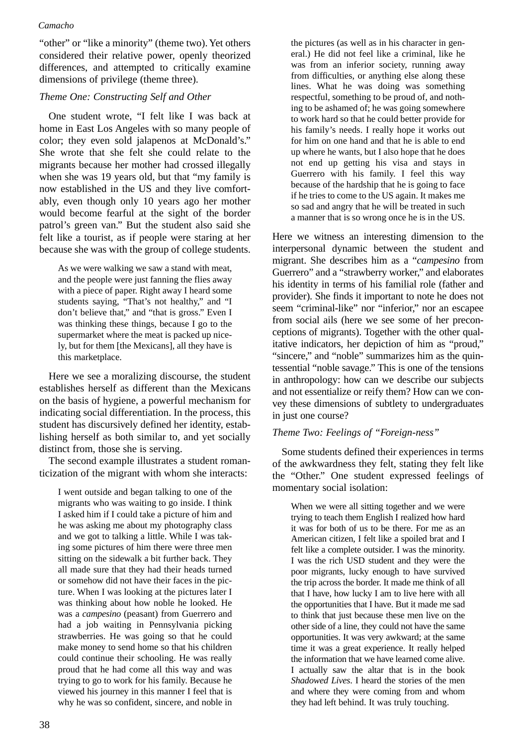"other" or "like a minority" (theme two). Yet others considered their relative power, openly theorized differences, and attempted to critically examine dimensions of privilege (theme three).

*Theme One: Constructing Self and Other*

One student wrote, "I felt like I was back at home in East Los Angeles with so many people of color; they even sold jalapenos at McDonald's." She wrote that she felt she could relate to the migrants because her mother had crossed illegally when she was 19 years old, but that "my family is now established in the US and they live comfortably, even though only 10 years ago her mother would become fearful at the sight of the border patrol's green van." But the student also said she felt like a tourist, as if people were staring at her because she was with the group of college students.

> As we were walking we saw a stand with meat, and the people were just fanning the flies away with a piece of paper. Right away I heard some students saying, "That's not healthy," and "I don't believe that," and "that is gross." Even I was thinking these things, because I go to the supermarket where the meat is packed up nicely, but for them [the Mexicans], all they have is this marketplace.

Here we see a moralizing discourse, the student establishes herself as different than the Mexicans on the basis of hygiene, a powerful mechanism for indicating social differentiation. In the process, this student has discursively defined her identity, establishing herself as both similar to, and yet socially distinct from, those she is serving.

The second example illustrates a student romanticization of the migrant with whom she interacts:

> I went outside and began talking to one of the migrants who was waiting to go inside. I think I asked him if I could take a picture of him and he was asking me about my photography class and we got to talking a little. While I was taking some pictures of him there were three men sitting on the sidewalk a bit further back. They all made sure that they had their heads turned or somehow did not have their faces in the picture. When I was looking at the pictures later I was thinking about how noble he looked. He was a *campesino* (peasant) from Guerrero and had a job waiting in Pennsylvania picking strawberries. He was going so that he could make money to send home so that his children could continue their schooling. He was really proud that he had come all this way and was trying to go to work for his family. Because he viewed his journey in this manner I feel that is why he was so confident, sincere, and noble in the pictures (as well as in his character in general.) He did not feel like a criminal, like he was from an inferior society, running away from difficulties, or anything else along these lines. What he was doing was something respectful, something to be proud of, and nothing to be ashamed of; he was going somewhere to work hard so that he could better provide for his family's needs. I really hope it works out for him on one hand and that he is able to end up where he wants, but I also hope that he does not end up getting his visa and stays in Guerrero with his family. I feel this way because of the hardship that he is going to face if he tries to come to the US again. It makes me so sad and angry that he will be treated in such a manner that is so wrong once he is in the US.

Here we witness an interesting dimension to the interpersonal dynamic between the student and migrant. She describes him as a "*campesino* from Guerrero" and a "strawberry worker," and elaborates his identity in terms of his familial role (father and provider). She finds it important to note he does not seem "criminal-like" nor "inferior," nor an escapee from social ails (here we see some of her preconceptions of migrants). Together with the other qualitative indicators, her depiction of him as "proud," "sincere," and "noble" summarizes him as the quintessential "noble savage." This is one of the tensions in anthropology: how can we describe our subjects and not essentialize or reify them? How can we convey these dimensions of subtlety to undergraduates in just one course?

*Theme Two: Feelings of "Foreign-ness"*

Some students defined their experiences in terms of the awkwardness they felt, stating they felt like the "Other." One student expressed feelings of momentary social isolation:

> When we were all sitting together and we were trying to teach them English I realized how hard it was for both of us to be there. For me as an American citizen, I felt like a spoiled brat and I felt like a complete outsider. I was the minority. I was the rich USD student and they were the poor migrants, lucky enough to have survived the trip across the border. It made me think of all that I have, how lucky I am to live here with all the opportunities that I have. But it made me sad to think that just because these men live on the other side of a line, they could not have the same opportunities. It was very awkward; at the same time it was a great experience. It really helped the information that we have learned come alive. I actually saw the altar that is in the book *Shadowed Lives*. I heard the stories of the men and where they were coming from and whom they had left behind. It was truly touching.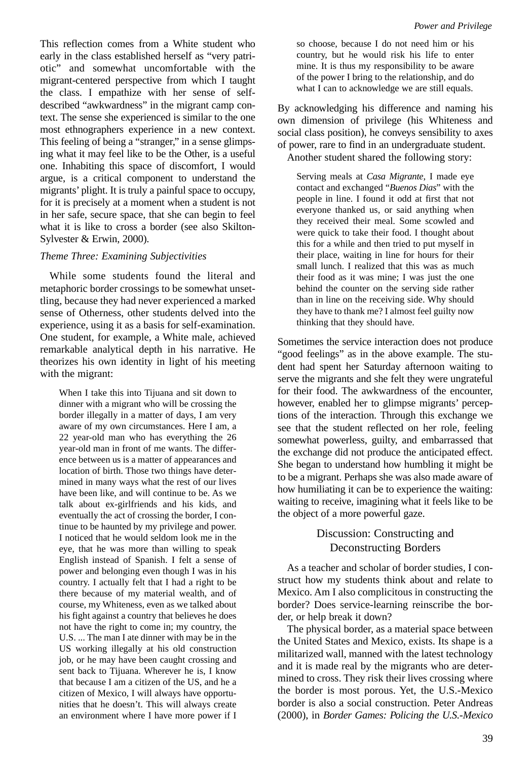This reflection comes from a White student who early in the class established herself as "very patriotic" and somewhat uncomfortable with the migrant-centered perspective from which I taught the class. I empathize with her sense of self-described "awkwardness" in the migrant camp context. The sense she experienced is similar to the one most ethnographers experience in a new context. This feeling of being a "stranger," in a sense glimpsing what it may feel like to be the Other, is a useful one. Inhabiting this space of discomfort, I would argue, is a critical component to understand the migrants' plight. It is truly a painful space to occupy, for it is precisely at a moment when a student is not in her safe, secure space, that she can begin to feel what it is like to cross a border (see also Skilton-Sylvester & Erwin, 2000).

### *Theme Three: Examining Subjectivities*

While some students found the literal and metaphoric border crossings to be somewhat unsettling, because they had never experienced a marked sense of Otherness, other students delved into the experience, using it as a basis for self-examination. One student, for example, a White male, achieved remarkable analytical depth in his narrative. He theorizes his own identity in light of his meeting with the migrant:

> When I take this into Tijuana and sit down to dinner with a migrant who will be crossing the border illegally in a matter of days, I am very aware of my own circumstances. Here I am, a 22 year-old man who has everything the 26 year-old man in front of me wants. The difference between us is a matter of appearances and location of birth. Those two things have determined in many ways what the rest of our lives have been like, and will continue to be. As we talk about ex-girlfriends and his kids, and eventually the act of crossing the border, I continue to be haunted by my privilege and power. I noticed that he would seldom look me in the eye, that he was more than willing to speak English instead of Spanish. I felt a sense of power and belonging even though I was in his country. I actually felt that I had a right to be there because of my material wealth, and of course, my Whiteness, even as we talked about his fight against a country that believes he does not have the right to come in; my country, the U.S. ... The man I ate dinner with may be in the US working illegally at his old construction job, or he may have been caught crossing and sent back to Tijuana. Wherever he is, I know that because I am a citizen of the US, and he a citizen of Mexico, I will always have opportunities that he doesn't. This will always create an environment where I have more power if I so choose, because I do not need him or his country, but he would risk his life to enter mine. It is thus my responsibility to be aware of the power I bring to the relationship, and do what I can to acknowledge we are still equals.

By acknowledging his difference and naming his own dimension of privilege (his Whiteness and social class position), he conveys sensibility to axes of power, rare to find in an undergraduate student.

Another student shared the following story:

> Serving meals at *Casa Migrante*, I made eye contact and exchanged "*Buenos Dias*" with the people in line. I found it odd at first that not everyone thanked us, or said anything when they received their meal. Some scowled and were quick to take their food. I thought about this for a while and then tried to put myself in their place, waiting in line for hours for their small lunch. I realized that this was as much their food as it was mine; I was just the one behind the counter on the serving side rather than in line on the receiving side. Why should they have to thank me? I almost feel guilty now thinking that they should have.

Sometimes the service interaction does not produce "good feelings" as in the above example. The student had spent her Saturday afternoon waiting to serve the migrants and she felt they were ungrateful for their food. The awkwardness of the encounter, however, enabled her to glimpse migrants' perceptions of the interaction. Through this exchange we see that the student reflected on her role, feeling somewhat powerless, guilty, and embarrassed that the exchange did not produce the anticipated effect. She began to understand how humbling it might be to be a migrant. Perhaps she was also made aware of how humiliating it can be to experience the waiting: waiting to receive, imagining what it feels like to be the object of a more powerful gaze.

## Discussion: Constructing and Deconstructing Borders

As a teacher and scholar of border studies, I construct how my students think about and relate to Mexico. Am I also complicitous in constructing the border? Does service-learning reinscribe the border, or help break it down?

The physical border, as a material space between the United States and Mexico, exists. Its shape is a militarized wall, manned with the latest technology and it is made real by the migrants who are determined to cross. They risk their lives crossing where the border is most porous. Yet, the U.S.-Mexico border is also a social construction. Peter Andreas (2000), in *Border Games: Policing the U.S.-Mexico*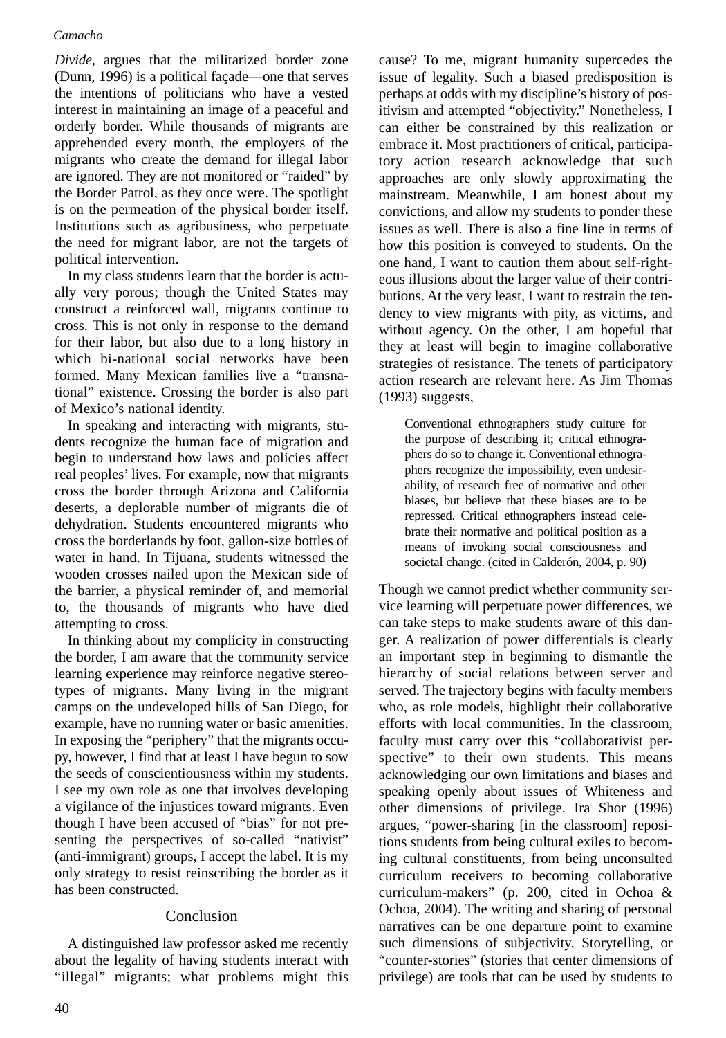*Divide*, argues that the militarized border zone (Dunn, 1996) is a political façade—one that serves the intentions of politicians who have a vested interest in maintaining an image of a peaceful and orderly border. While thousands of migrants are apprehended every month, the employers of the migrants who create the demand for illegal labor are ignored. They are not monitored or "raided" by the Border Patrol, as they once were. The spotlight is on the permeation of the physical border itself. Institutions such as agribusiness, who perpetuate the need for migrant labor, are not the targets of political intervention.

In my class students learn that the border is actually very porous; though the United States may construct a reinforced wall, migrants continue to cross. This is not only in response to the demand for their labor, but also due to a long history in which bi-national social networks have been formed. Many Mexican families live a "transnational" existence. Crossing the border is also part of Mexico's national identity.

In speaking and interacting with migrants, students recognize the human face of migration and begin to understand how laws and policies affect real peoples' lives. For example, now that migrants cross the border through Arizona and California deserts, a deplorable number of migrants die of dehydration. Students encountered migrants who cross the borderlands by foot, gallon-size bottles of water in hand. In Tijuana, students witnessed the wooden crosses nailed upon the Mexican side of the barrier, a physical reminder of, and memorial to, the thousands of migrants who have died attempting to cross.

In thinking about my complicity in constructing the border, I am aware that the community service learning experience may reinforce negative stereotypes of migrants. Many living in the migrant camps on the undeveloped hills of San Diego, for example, have no running water or basic amenities. In exposing the "periphery" that the migrants occupy, however, I find that at least I have begun to sow the seeds of conscientiousness within my students. I see my own role as one that involves developing a vigilance of the injustices toward migrants. Even though I have been accused of "bias" for not presenting the perspectives of so-called "nativist" (anti-immigrant) groups, I accept the label. It is my only strategy to resist reinscribing the border as it has been constructed.

## Conclusion

A distinguished law professor asked me recently about the legality of having students interact with "illegal" migrants; what problems might this cause? To me, migrant humanity supercedes the issue of legality. Such a biased predisposition is perhaps at odds with my discipline's history of positivism and attempted "objectivity." Nonetheless, I can either be constrained by this realization or embrace it. Most practitioners of critical, participatory action research acknowledge that such approaches are only slowly approximating the mainstream. Meanwhile, I am honest about my convictions, and allow my students to ponder these issues as well. There is also a fine line in terms of how this position is conveyed to students. On the one hand, I want to caution them about self-righteous illusions about the larger value of their contributions. At the very least, I want to restrain the tendency to view migrants with pity, as victims, and without agency. On the other, I am hopeful that they at least will begin to imagine collaborative strategies of resistance. The tenets of participatory action research are relevant here. As Jim Thomas (1993) suggests,

> Conventional ethnographers study culture for the purpose of describing it; critical ethnographers do so to change it. Conventional ethnographers recognize the impossibility, even undesirability, of research free of normative and other biases, but believe that these biases are to be repressed. Critical ethnographers instead celebrate their normative and political position as a means of invoking social consciousness and societal change. (cited in Calderón, 2004, p. 90)

Though we cannot predict whether community service learning will perpetuate power differences, we can take steps to make students aware of this danger. A realization of power differentials is clearly an important step in beginning to dismantle the hierarchy of social relations between server and served. The trajectory begins with faculty members who, as role models, highlight their collaborative efforts with local communities. In the classroom, faculty must carry over this "collaborativist perspective" to their own students. This means acknowledging our own limitations and biases and speaking openly about issues of Whiteness and other dimensions of privilege. Ira Shor (1996) argues, "power-sharing [in the classroom] repositions students from being cultural exiles to becoming cultural constituents, from being unconsulted curriculum receivers to becoming collaborative curriculum-makers" (p. 200, cited in Ochoa & Ochoa, 2004). The writing and sharing of personal narratives can be one departure point to examine such dimensions of subjectivity. Storytelling, or "counter-stories" (stories that center dimensions of privilege) are tools that can be used by students to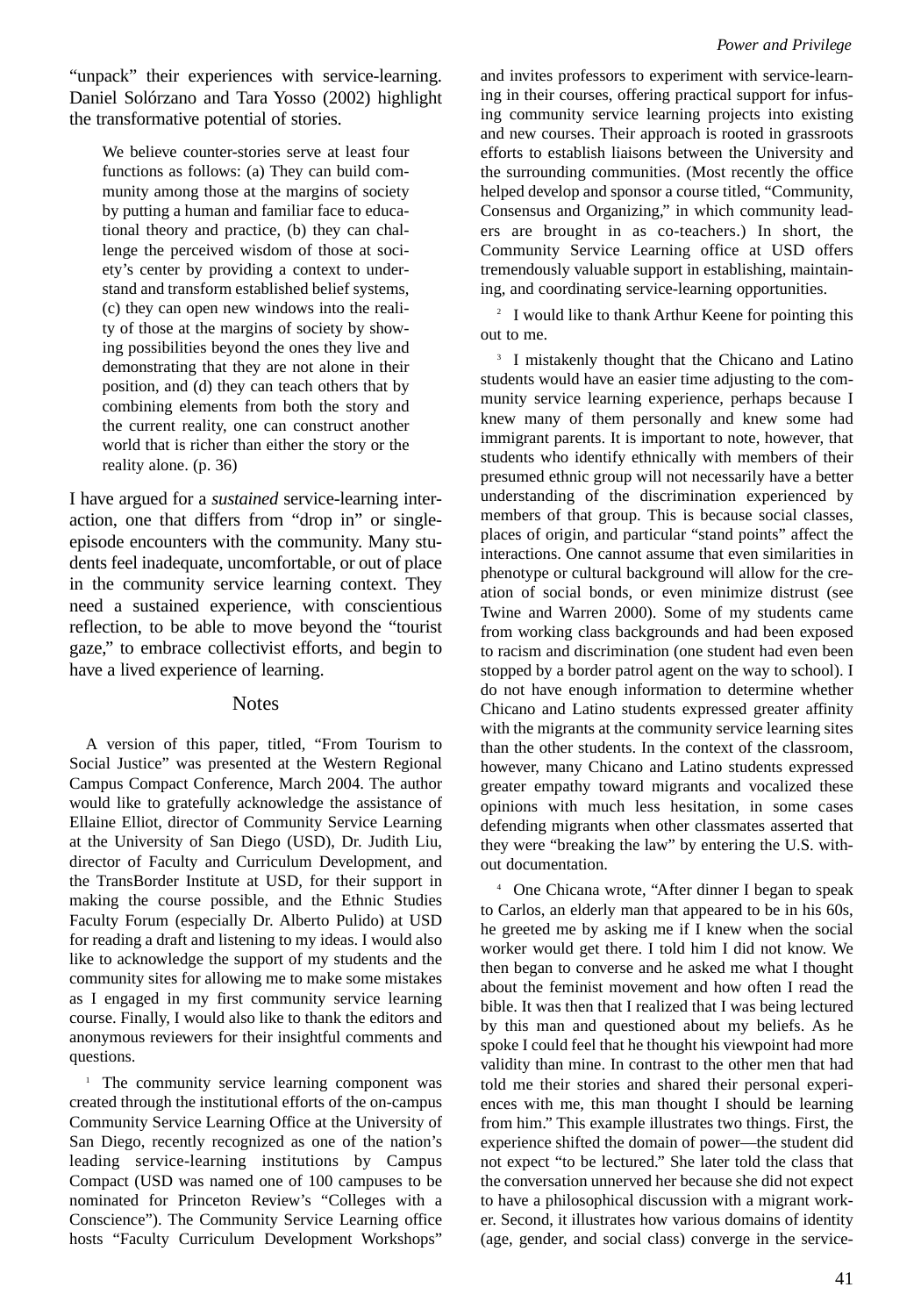"unpack" their experiences with service-learning. Daniel Solórzano and Tara Yosso (2002) highlight the transformative potential of stories.

> We believe counter-stories serve at least four functions as follows: (a) They can build community among those at the margins of society by putting a human and familiar face to educational theory and practice, (b) they can challenge the perceived wisdom of those at society's center by providing a context to understand and transform established belief systems, (c) they can open new windows into the reality of those at the margins of society by showing possibilities beyond the ones they live and demonstrating that they are not alone in their position, and (d) they can teach others that by combining elements from both the story and the current reality, one can construct another world that is richer than either the story or the reality alone. (p. 36)

I have argued for a *sustained* service-learning interaction, one that differs from "drop in" or single-episode encounters with the community. Many students feel inadequate, uncomfortable, or out of place in the community service learning context. They need a sustained experience, with conscientious reflection, to be able to move beyond the "tourist gaze," to embrace collectivist efforts, and begin to have a lived experience of learning.

## Notes

A version of this paper, titled, "From Tourism to Social Justice" was presented at the Western Regional Campus Compact Conference, March 2004. The author would like to gratefully acknowledge the assistance of Ellaine Elliot, director of Community Service Learning at the University of San Diego (USD), Dr. Judith Liu, director of Faculty and Curriculum Development, and the TransBorder Institute at USD, for their support in making the course possible, and the Ethnic Studies Faculty Forum (especially Dr. Alberto Pulido) at USD for reading a draft and listening to my ideas. I would also like to acknowledge the support of my students and the community sites for allowing me to make some mistakes as I engaged in my first community service learning course. Finally, I would also like to thank the editors and anonymous reviewers for their insightful comments and questions.

[1] The community service learning component was created through the institutional efforts of the on-campus Community Service Learning Office at the University of San Diego, recently recognized as one of the nation's leading service-learning institutions by Campus Compact (USD was named one of 100 campuses to be nominated for Princeton Review's "Colleges with a Conscience"). The Community Service Learning office hosts "Faculty Curriculum Development Workshops" and invites professors to experiment with service-learning in their courses, offering practical support for infusing community service learning projects into existing and new courses. Their approach is rooted in grassroots efforts to establish liaisons between the University and the surrounding communities. (Most recently the office helped develop and sponsor a course titled, "Community, Consensus and Organizing," in which community leaders are brought in as co-teachers.) In short, the Community Service Learning office at USD offers tremendously valuable support in establishing, maintaining, and coordinating service-learning opportunities.

[2] I would like to thank Arthur Keene for pointing this out to me.

[3] I mistakenly thought that the Chicano and Latino students would have an easier time adjusting to the community service learning experience, perhaps because I knew many of them personally and knew some had immigrant parents. It is important to note, however, that students who identify ethnically with members of their presumed ethnic group will not necessarily have a better understanding of the discrimination experienced by members of that group. This is because social classes, places of origin, and particular "stand points" affect the interactions. One cannot assume that even similarities in phenotype or cultural background will allow for the creation of social bonds, or even minimize distrust (see Twine and Warren 2000). Some of my students came from working class backgrounds and had been exposed to racism and discrimination (one student had even been stopped by a border patrol agent on the way to school). I do not have enough information to determine whether Chicano and Latino students expressed greater affinity with the migrants at the community service learning sites than the other students. In the context of the classroom, however, many Chicano and Latino students expressed greater empathy toward migrants and vocalized these opinions with much less hesitation, in some cases defending migrants when other classmates asserted that they were "breaking the law" by entering the U.S. without documentation.

[4] One Chicana wrote, "After dinner I began to speak to Carlos, an elderly man that appeared to be in his 60s, he greeted me by asking me if I knew when the social worker would get there. I told him I did not know. We then began to converse and he asked me what I thought about the feminist movement and how often I read the bible. It was then that I realized that I was being lectured by this man and questioned about my beliefs. As he spoke I could feel that he thought his viewpoint had more validity than mine. In contrast to the other men that had told me their stories and shared their personal experiences with me, this man thought I should be learning from him." This example illustrates two things. First, the experience shifted the domain of power—the student did not expect "to be lectured." She later told the class that the conversation unnerved her because she did not expect to have a philosophical discussion with a migrant worker. Second, it illustrates how various domains of identity (age, gender, and social class) converge in the service-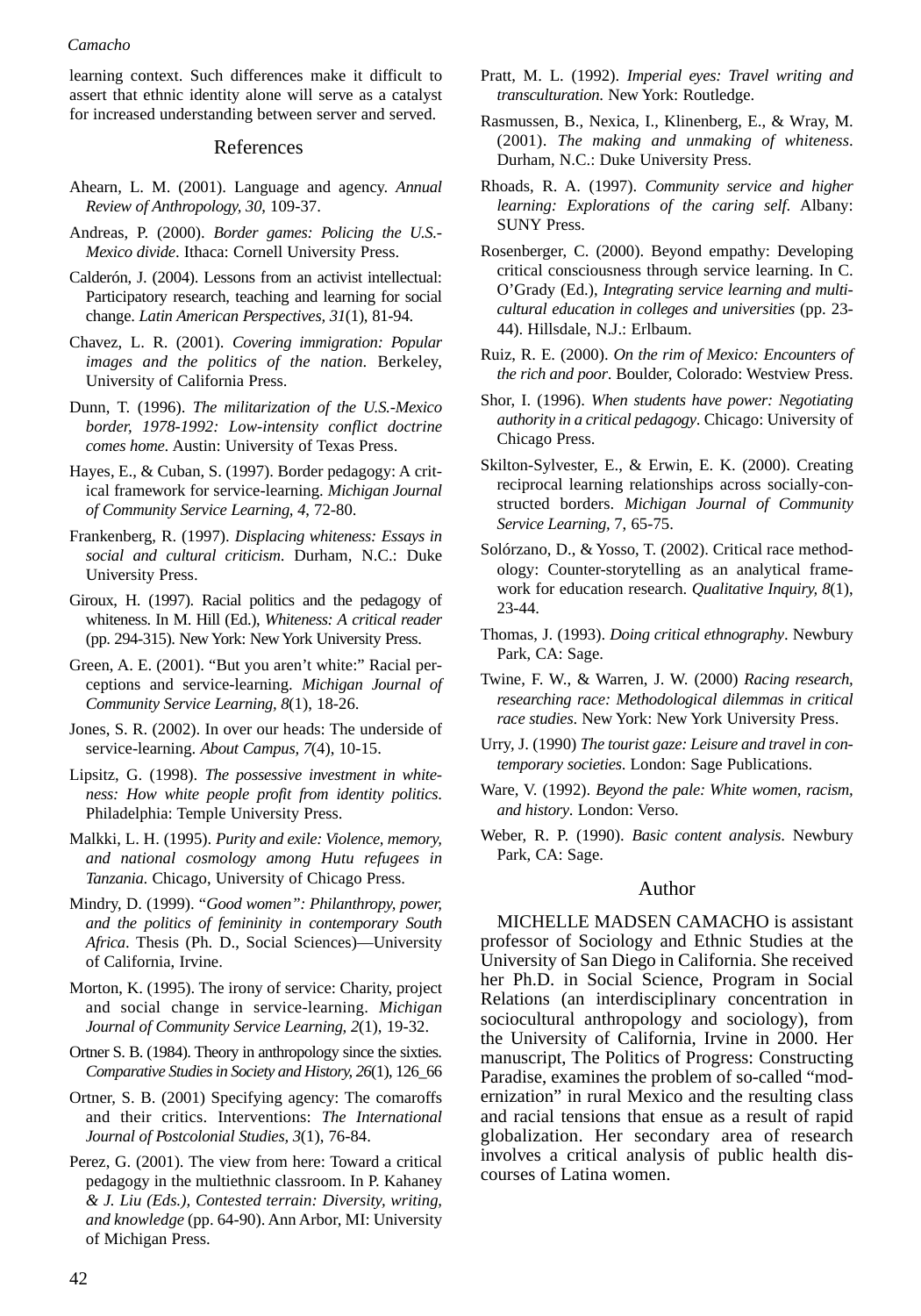learning context. Such differences make it difficult to assert that ethnic identity alone will serve as a catalyst for increased understanding between server and served.

## References

Ahearn, L. M. (2001). Language and agency. *Annual Review of Anthropology, 30*, 109-37.

Andreas, P. (2000). *Border games: Policing the U.S.-Mexico divide*. Ithaca: Cornell University Press.

Calderón, J. (2004). Lessons from an activist intellectual: Participatory research, teaching and learning for social change. *Latin American Perspectives, 31*(1), 81-94.

Chavez, L. R. (2001). *Covering immigration: Popular images and the politics of the nation*. Berkeley, University of California Press.

Dunn, T. (1996). *The militarization of the U.S.-Mexico border, 1978-1992: Low-intensity conflict doctrine comes home*. Austin: University of Texas Press.

Hayes, E., & Cuban, S. (1997). Border pedagogy: A critical framework for service-learning. *Michigan Journal of Community Service Learning, 4*, 72-80.

Frankenberg, R. (1997). *Displacing whiteness: Essays in social and cultural criticism*. Durham, N.C.: Duke University Press.

Giroux, H. (1997). Racial politics and the pedagogy of whiteness. In M. Hill (Ed.), *Whiteness: A critical reader* (pp. 294-315). New York: New York University Press.

Green, A. E. (2001). "But you aren't white:" Racial perceptions and service-learning. *Michigan Journal of Community Service Learning, 8*(1), 18-26.

Jones, S. R. (2002). In over our heads: The underside of service-learning. *About Campus, 7*(4), 10-15.

Lipsitz, G. (1998). *The possessive investment in whiteness: How white people profit from identity politics*. Philadelphia: Temple University Press.

Malkki, L. H. (1995). *Purity and exile: Violence, memory, and national cosmology among Hutu refugees in Tanzania*. Chicago, University of Chicago Press.

Mindry, D. (1999). "*Good women": Philanthropy, power, and the politics of femininity in contemporary South Africa*. Thesis (Ph. D., Social Sciences)—University of California, Irvine.

Morton, K. (1995). The irony of service: Charity, project and social change in service-learning. *Michigan Journal of Community Service Learning, 2*(1), 19-32.

Ortner S. B. (1984). Theory in anthropology since the sixties. *Comparative Studies in Society and History, 26*(1), 126_66

Ortner, S. B. (2001) Specifying agency: The comaroffs and their critics. Interventions: *The International Journal of Postcolonial Studies, 3*(1), 76-84.

Perez, G. (2001). The view from here: Toward a critical pedagogy in the multiethnic classroom. In P. Kahaney *& J. Liu (Eds.), Contested terrain: Diversity, writing, and knowledge* (pp. 64-90). Ann Arbor, MI: University of Michigan Press.

Pratt, M. L. (1992). *Imperial eyes: Travel writing and transculturation*. New York: Routledge.

Rasmussen, B., Nexica, I., Klinenberg, E., & Wray, M. (2001). *The making and unmaking of whiteness*. Durham, N.C.: Duke University Press.

Rhoads, R. A. (1997). *Community service and higher learning: Explorations of the caring self*. Albany: SUNY Press.

Rosenberger, C. (2000). Beyond empathy: Developing critical consciousness through service learning. In C. O'Grady (Ed.), *Integrating service learning and multicultural education in colleges and universities* (pp. 23-44). Hillsdale, N.J.: Erlbaum.

Ruiz, R. E. (2000). *On the rim of Mexico: Encounters of the rich and poor*. Boulder, Colorado: Westview Press.

Shor, I. (1996). *When students have power: Negotiating authority in a critical pedagogy*. Chicago: University of Chicago Press.

Skilton-Sylvester, E., & Erwin, E. K. (2000). Creating reciprocal learning relationships across socially-constructed borders. *Michigan Journal of Community Service Learning*, 7, 65-75.

Solórzano, D., & Yosso, T. (2002). Critical race methodology: Counter-storytelling as an analytical framework for education research. *Qualitative Inquiry, 8*(1), 23-44.

Thomas, J. (1993). *Doing critical ethnography*. Newbury Park, CA: Sage.

Twine, F. W., & Warren, J. W. (2000) *Racing research, researching race: Methodological dilemmas in critical race studies*. New York: New York University Press.

Urry, J. (1990) *The tourist gaze: Leisure and travel in contemporary societies*. London: Sage Publications.

Ware, V. (1992). *Beyond the pale: White women, racism, and history*. London: Verso.

Weber, R. P. (1990). *Basic content analysis*. Newbury Park, CA: Sage.

## Author

MICHELLE MADSEN CAMACHO is assistant professor of Sociology and Ethnic Studies at the University of San Diego in California. She received her Ph.D. in Social Science, Program in Social Relations (an interdisciplinary concentration in sociocultural anthropology and sociology), from the University of California, Irvine in 2000. Her manuscript, The Politics of Progress: Constructing Paradise, examines the problem of so-called "modernization" in rural Mexico and the resulting class and racial tensions that ensue as a result of rapid globalization. Her secondary area of research involves a critical analysis of public health discourses of Latina women.